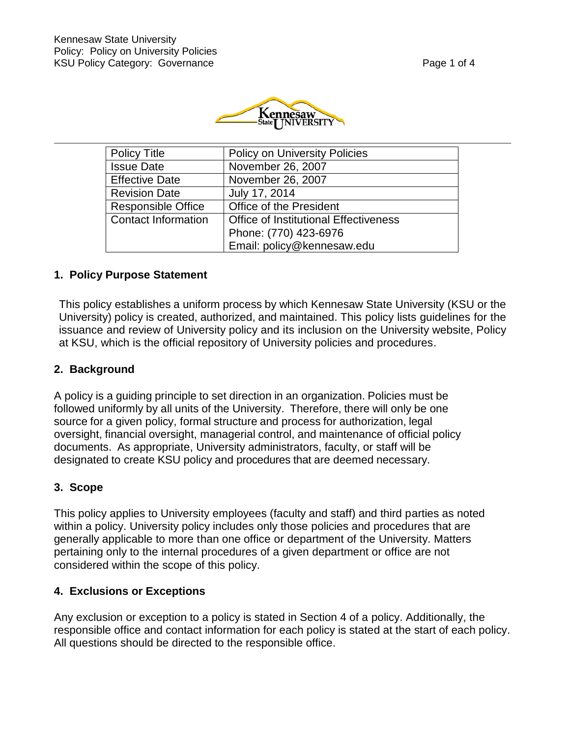| Policy Title | Policy on University Policies |
| --- | --- |
| Issue Date | November 26, 2007 |
| Effective Date | November 26, 2007 |
| Revision Date | July 17, 2014 |
| Responsible Office | Office of the President |
| Contact Information | Office of Institutional Effectiveness<br>Phone: (770) 423-6976<br>Email: policy@kennesaw.edu |

## 1. Policy Purpose Statement

This policy establishes a uniform process by which Kennesaw State University (KSU or the University) policy is created, authorized, and maintained. This policy lists guidelines for the issuance and review of University policy and its inclusion on the University website, Policy at KSU, which is the official repository of University policies and procedures.

## 2. Background

A policy is a guiding principle to set direction in an organization. Policies must be followed uniformly by all units of the University. Therefore, there will only be one source for a given policy, formal structure and process for authorization, legal oversight, financial oversight, managerial control, and maintenance of official policy documents. As appropriate, University administrators, faculty, or staff will be designated to create KSU policy and procedures that are deemed necessary.

## 3. Scope

This policy applies to University employees (faculty and staff) and third parties as noted within a policy. University policy includes only those policies and procedures that are generally applicable to more than one office or department of the University. Matters pertaining only to the internal procedures of a given department or office are not considered within the scope of this policy.

## 4. Exclusions or Exceptions

Any exclusion or exception to a policy is stated in Section 4 of a policy. Additionally, the responsible office and contact information for each policy is stated at the start of each policy. All questions should be directed to the responsible office.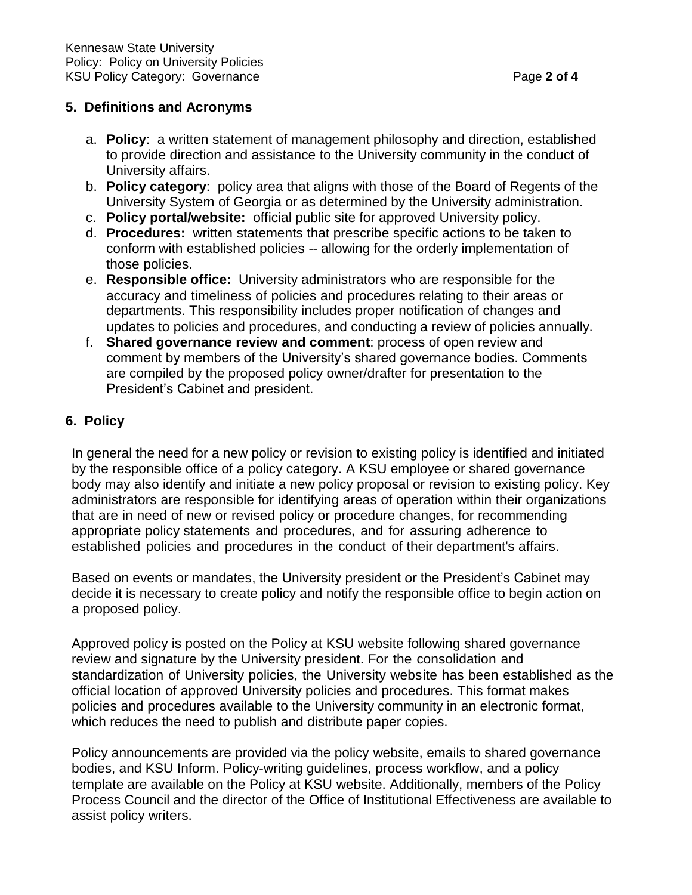## 5. Definitions and Acronyms

a. **Policy**: a written statement of management philosophy and direction, established to provide direction and assistance to the University community in the conduct of University affairs.
b. **Policy category**: policy area that aligns with those of the Board of Regents of the University System of Georgia or as determined by the University administration.
c. **Policy portal/website:** official public site for approved University policy.
d. **Procedures:** written statements that prescribe specific actions to be taken to conform with established policies -- allowing for the orderly implementation of those policies.
e. **Responsible office:** University administrators who are responsible for the accuracy and timeliness of policies and procedures relating to their areas or departments. This responsibility includes proper notification of changes and updates to policies and procedures, and conducting a review of policies annually.
f. **Shared governance review and comment**: process of open review and comment by members of the University's shared governance bodies. Comments are compiled by the proposed policy owner/drafter for presentation to the President's Cabinet and president.

## 6. Policy

In general the need for a new policy or revision to existing policy is identified and initiated by the responsible office of a policy category. A KSU employee or shared governance body may also identify and initiate a new policy proposal or revision to existing policy. Key administrators are responsible for identifying areas of operation within their organizations that are in need of new or revised policy or procedure changes, for recommending appropriate policy statements and procedures, and for assuring adherence to established policies and procedures in the conduct of their department's affairs.

Based on events or mandates, the University president or the President's Cabinet may decide it is necessary to create policy and notify the responsible office to begin action on a proposed policy.

Approved policy is posted on the Policy at KSU website following shared governance review and signature by the University president. For the consolidation and standardization of University policies, the University website has been established as the official location of approved University policies and procedures. This format makes policies and procedures available to the University community in an electronic format, which reduces the need to publish and distribute paper copies.

Policy announcements are provided via the policy website, emails to shared governance bodies, and KSU Inform. Policy-writing guidelines, process workflow, and a policy template are available on the Policy at KSU website. Additionally, members of the Policy Process Council and the director of the Office of Institutional Effectiveness are available to assist policy writers.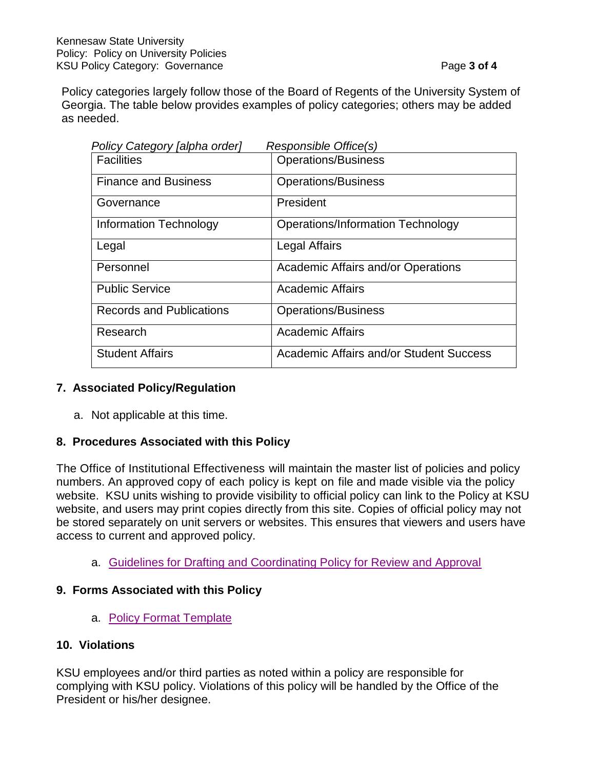Policy categories largely follow those of the Board of Regents of the University System of Georgia. The table below provides examples of policy categories; others may be added as needed.

| *Policy Category [alpha order]* | *Responsible Office(s)* |
|---|---|
| Facilities | Operations/Business |
| Finance and Business | Operations/Business |
| Governance | President |
| Information Technology | Operations/Information Technology |
| Legal | Legal Affairs |
| Personnel | Academic Affairs and/or Operations |
| Public Service | Academic Affairs |
| Records and Publications | Operations/Business |
| Research | Academic Affairs |
| Student Affairs | Academic Affairs and/or Student Success |

## 7. Associated Policy/Regulation

a. Not applicable at this time.

## 8. Procedures Associated with this Policy

The Office of Institutional Effectiveness will maintain the master list of policies and policy numbers. An approved copy of each policy is kept on file and made visible via the policy website. KSU units wishing to provide visibility to official policy can link to the Policy at KSU website, and users may print copies directly from this site. Copies of official policy may not be stored separately on unit servers or websites. This ensures that viewers and users have access to current and approved policy.

a. Guidelines for Drafting and Coordinating Policy for Review and Approval

## 9. Forms Associated with this Policy

a. Policy Format Template

## 10. Violations

KSU employees and/or third parties as noted within a policy are responsible for complying with KSU policy. Violations of this policy will be handled by the Office of the President or his/her designee.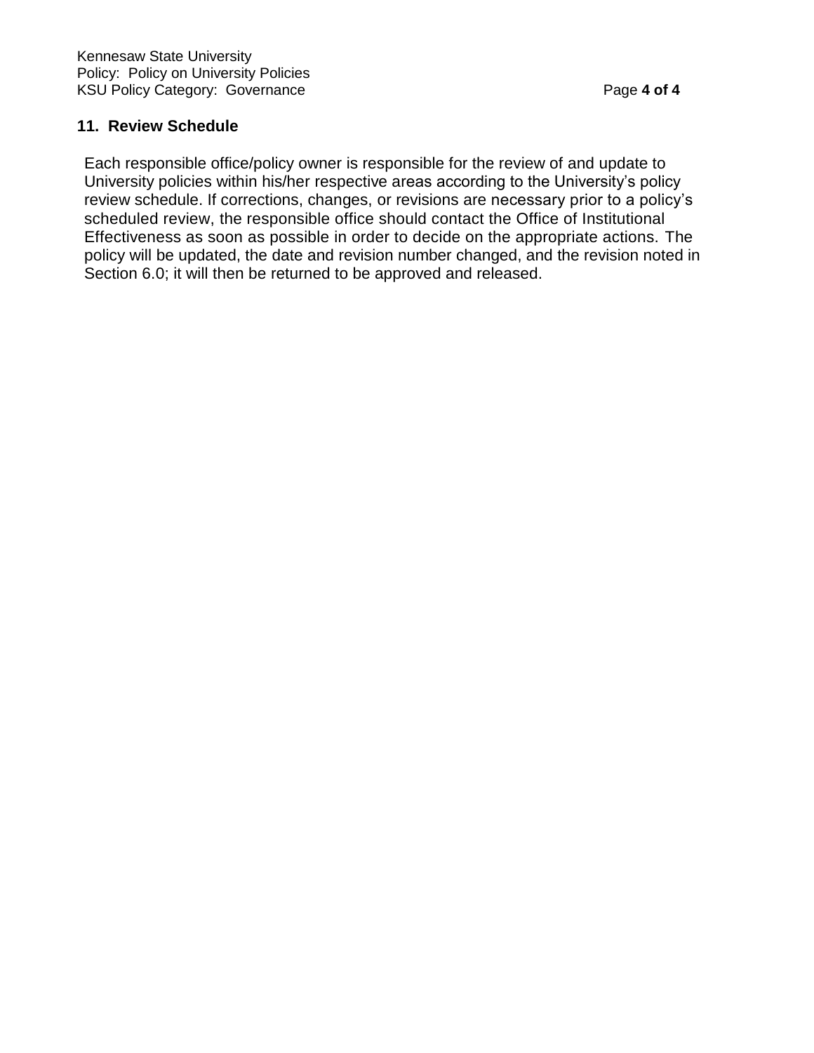## 11. Review Schedule

Each responsible office/policy owner is responsible for the review of and update to University policies within his/her respective areas according to the University's policy review schedule. If corrections, changes, or revisions are necessary prior to a policy's scheduled review, the responsible office should contact the Office of Institutional Effectiveness as soon as possible in order to decide on the appropriate actions. The policy will be updated, the date and revision number changed, and the revision noted in Section 6.0; it will then be returned to be approved and released.